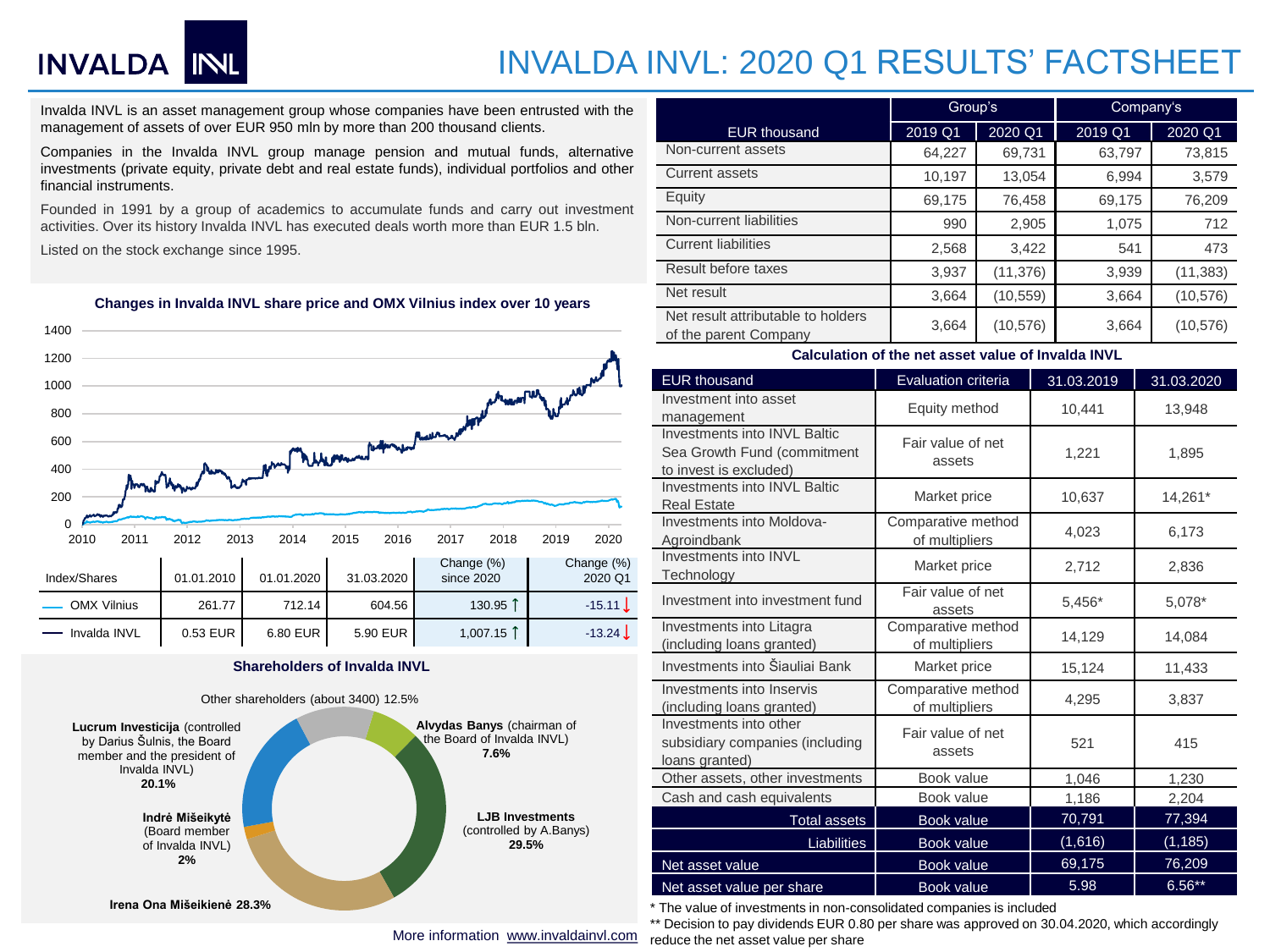# INVALDA INVL: 2020 Q1 RESULTS' FACTSHEET

Invalda INVL is an asset management group whose companies have been entrusted with the management of assets of over EUR 950 mln by more than 200 thousand clients.

Companies in the Invalda INVL group manage pension and mutual funds, alternative investments (private equity, private debt and real estate funds), individual portfolios and other financial instruments.

Founded in 1991 by a group of academics to accumulate funds and carry out investment activities. Over its history Invalda INVL has executed deals worth more than EUR 1.5 bln.

Listed on the stock exchange since 1995.

### Changes in Invalda INVL share price and OMX Vilnius index over 10 years

| Index/Shares | 01.01.2010 | 01.01.2020 | 31.03.2020 | Change (%) since 2020 | Change (%) 2020 Q1 |
|---|---|---|---|---|---|
| OMX Vilnius | 261.77 | 712.14 | 604.56 | 130.95 ↑ | -15.11 ↓ |
| Invalda INVL | 0.53 EUR | 6.80 EUR | 5.90 EUR | 1,007.15 ↑ | -13.24 ↓ |

### Shareholders of Invalda INVL

- **LJB Investments** (controlled by A.Banys) **29.5%**
- **Irena Ona Mišeikienė 28.3%**
- **Lucrum Investicija** (controlled by Darius Šulnis, the Board member and the president of Invalda INVL) **20.1%**
- Other shareholders (about 3400) 12.5%
- **Alvydas Banys** (chairman of the Board of Invalda INVL) **7.6%**
- **Indrė Mišeikytė** (Board member of Invalda INVL) **2%**

| EUR thousand | Group's 2019 Q1 | Group's 2020 Q1 | Company's 2019 Q1 | Company's 2020 Q1 |
|---|---|---|---|---|
| Non-current assets | 64,227 | 69,731 | 63,797 | 73,815 |
| Current assets | 10,197 | 13,054 | 6,994 | 3,579 |
| Equity | 69,175 | 76,458 | 69,175 | 76,209 |
| Non-current liabilities | 990 | 2,905 | 1,075 | 712 |
| Current liabilities | 2,568 | 3,422 | 541 | 473 |
| Result before taxes | 3,937 | (11,376) | 3,939 | (11,383) |
| Net result | 3,664 | (10,559) | 3,664 | (10,576) |
| Net result attributable to holders of the parent Company | 3,664 | (10,576) | 3,664 | (10,576) |

### Calculation of the net asset value of Invalda INVL

| EUR thousand | Evaluation criteria | 31.03.2019 | 31.03.2020 |
|---|---|---|---|
| Investment into asset management | Equity method | 10,441 | 13,948 |
| Investments into INVL Baltic Sea Growth Fund (commitment to invest is excluded) | Fair value of net assets | 1,221 | 1,895 |
| Investments into INVL Baltic Real Estate | Market price | 10,637 | 14,261* |
| Investments into Moldova-Agroindbank | Comparative method of multipliers | 4,023 | 6,173 |
| Investments into INVL Technology | Market price | 2,712 | 2,836 |
| Investment into investment fund | Fair value of net assets | 5,456* | 5,078* |
| Investments into Litagra (including loans granted) | Comparative method of multipliers | 14,129 | 14,084 |
| Investments into Šiauliai Bank | Market price | 15,124 | 11,433 |
| Investments into Inservis (including loans granted) | Comparative method of multipliers | 4,295 | 3,837 |
| Investments into other subsidiary companies (including loans granted) | Fair value of net assets | 521 | 415 |
| Other assets, other investments | Book value | 1,046 | 1,230 |
| Cash and cash equivalents | Book value | 1,186 | 2,204 |
| Total assets | Book value | 70,791 | 77,394 |
| Liabilities | Book value | (1,616) | (1,185) |
| Net asset value | Book value | 69,175 | 76,209 |
| Net asset value per share | Book value | 5.98 | 6.56** |

\* The value of investments in non-consolidated companies is included

\*\* Decision to pay dividends EUR 0.80 per share was approved on 30.04.2020, which accordingly reduce the net asset value per share

More information www.invaldainvl.com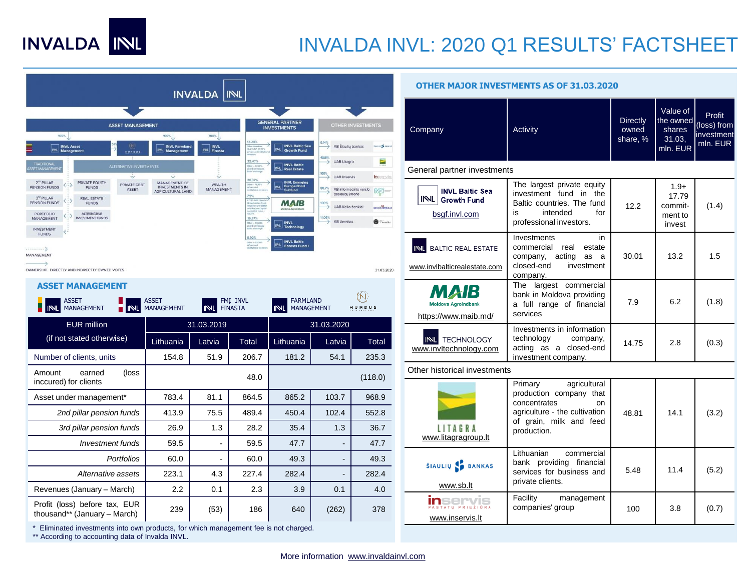# INVALDA INVL: 2020 Q1 RESULTS' FACTSHEET

INVALDA INVL

ASSET MANAGEMENT

GENERAL PARTNER INVESTMENTS

OTHER INVESTMENTS

100% INVL Asset Management

51% MUNDUS

100% INVL Farmland Management

100% INVL Finasta

TRADITIONAL ASSET MANAGEMENT

ALTERNATIVE INVESTMENTS

2[nd] PILLAR PENSION FUNDS

3[rd] PILLAR PENSION FUNDS

PORTFOLIO MANAGEMENT

INVESTMENT FUNDS

PRIVATE EQUITY FUNDS

REAL ESTATE FUNDS

ALTERNATIVE INVESTMENT FUNDS

PRIVATE DEBT ASSET

MANAGEMENT OF INVESTMENTS IN AGRICULTURAL LAND

WEALTH MANAGEMENT

12.20% INVL Baltic Sea Growth Fund

32.47% INVL Baltic Real Estate

20.07% INVL Emerging Europe Bond Subfund

7.9% MAIB Moldova Agroindbank

16.57% INVL Technology

6.92% INVL Baltic Forests Fund I

5.14% AB Šiaulių bankas

48.8% UAB Litagra

100% UAB Inservis

88.7% AB Informacinio verslo paslaugų įmonė

100% UAB Kelio ženklai

11.06% AB Vernitas

MANAGEMENT

OWNERSHIP, DIRECTLY AND INDIRECTLY OWNED VOTES

31.03.2020

## ASSET MANAGEMENT

ASSET MANAGEMENT | ASSET MANAGEMENT | FMI INVL FINASTA | FARMLAND MANAGEMENT | MUNDUS

| EUR million (if not stated otherwise) | 31.03.2019 | | | 31.03.2020 | | |
|---|---|---|---|---|---|---|
| | Lithuania | Latvia | Total | Lithuania | Latvia | Total |
| Number of clients, units | 154.8 | 51.9 | 206.7 | 181.2 | 54.1 | 235.3 |
| Amount earned (loss inccured) for clients | | | 48.0 | | | (118.0) |
| Asset under management* | 783.4 | 81.1 | 864.5 | 865.2 | 103.7 | 968.9 |
| *2nd pillar pension funds* | 413.9 | 75.5 | 489.4 | 450.4 | 102.4 | 552.8 |
| *3rd pillar pension funds* | 26.9 | 1.3 | 28.2 | 35.4 | 1.3 | 36.7 |
| *Investment funds* | 59.5 | - | 59.5 | 47.7 | - | 47.7 |
| *Portfolios* | 60.0 | - | 60.0 | 49.3 | - | 49.3 |
| *Alternative assets* | 223.1 | 4.3 | 227.4 | 282.4 | - | 282.4 |
| Revenues (January – March) | 2.2 | 0.1 | 2.3 | 3.9 | 0.1 | 4.0 |
| Profit (loss) before tax, EUR thousand** (January – March) | 239 | (53) | 186 | 640 | (262) | 378 |

\* Eliminated investments into own products, for which management fee is not charged.
\** According to accounting data of Invalda INVL.

## OTHER MAJOR INVESTMENTS AS OF 31.03.2020

| Company | Activity | Directly owned share, % | Value of the owned shares 31.03, mln. EUR | Profit (loss) from investment mln. EUR |
|---|---|---|---|---|
| **General partner investments** | | | | |
| INVL Baltic Sea Growth Fund bsgf.invl.com | The largest private equity investment fund in the Baltic countries. The fund is intended for professional investors. | 12.2 | 1.9+ 17.79 commit-ment to invest | (1.4) |
| INVL BALTIC REAL ESTATE www.invlbalticrealestate.com | Investments in commercial real estate company, acting as a closed-end investment company. | 30.01 | 13.2 | 1.5 |
| MAIB Moldova Agroindbank https://www.maib.md/ | The largest commercial bank in Moldova providing a full range of financial services | 7.9 | 6.2 | (1.8) |
| INVL TECHNOLOGY www.invltechnology.com | Investments in information technology company, acting as a closed-end investment company. | 14.75 | 2.8 | (0.3) |
| **Other historical investments** | | | | |
| LITAGRA www.litagragroup.lt | Primary agricultural production company that concentrates on agriculture - the cultivation of grain, milk and feed production. | 48.81 | 14.1 | (3.2) |
| ŠIAULIŲ BANKAS www.sb.lt | Lithuanian commercial bank providing financial services for business and private clients. | 5.48 | 11.4 | (5.2) |
| inservis PASTATŲ PRIEŽIŪRA www.inservis.lt | Facility management companies' group | 100 | 3.8 | (0.7) |

More information www.invaldainvl.com